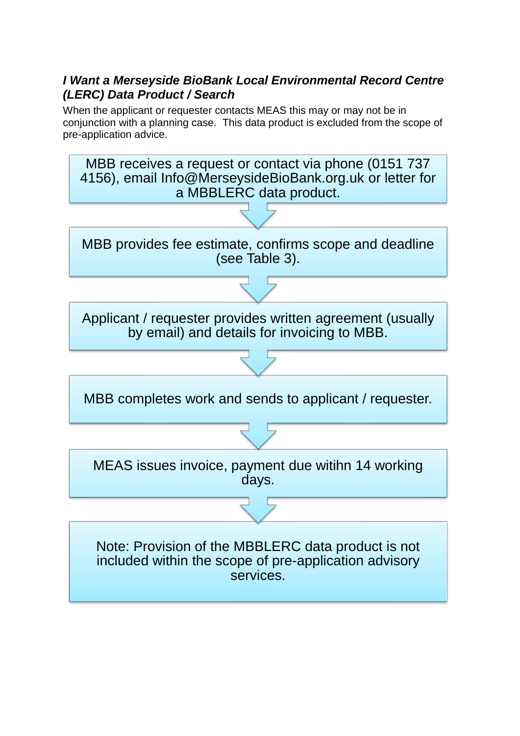### *I Want a Merseyside BioBank Local Environmental Record Centre (LERC) Data Product / Search*

When the applicant or requester contacts MEAS this may or may not be in conjunction with a planning case. This data product is excluded from the scope of pre-application advice.

MBB receives a request or contact via phone (0151 737 4156), email Info@MerseysideBioBank.org.uk or letter for a MBBLERC data product.

↓

MBB provides fee estimate, confirms scope and deadline (see Table 3).

↓

Applicant / requester provides written agreement (usually by email) and details for invoicing to MBB.

↓

MBB completes work and sends to applicant / requester.

↓

MEAS issues invoice, payment due witihn 14 working days.

↓

Note: Provision of the MBBLERC data product is not included within the scope of pre-application advisory services.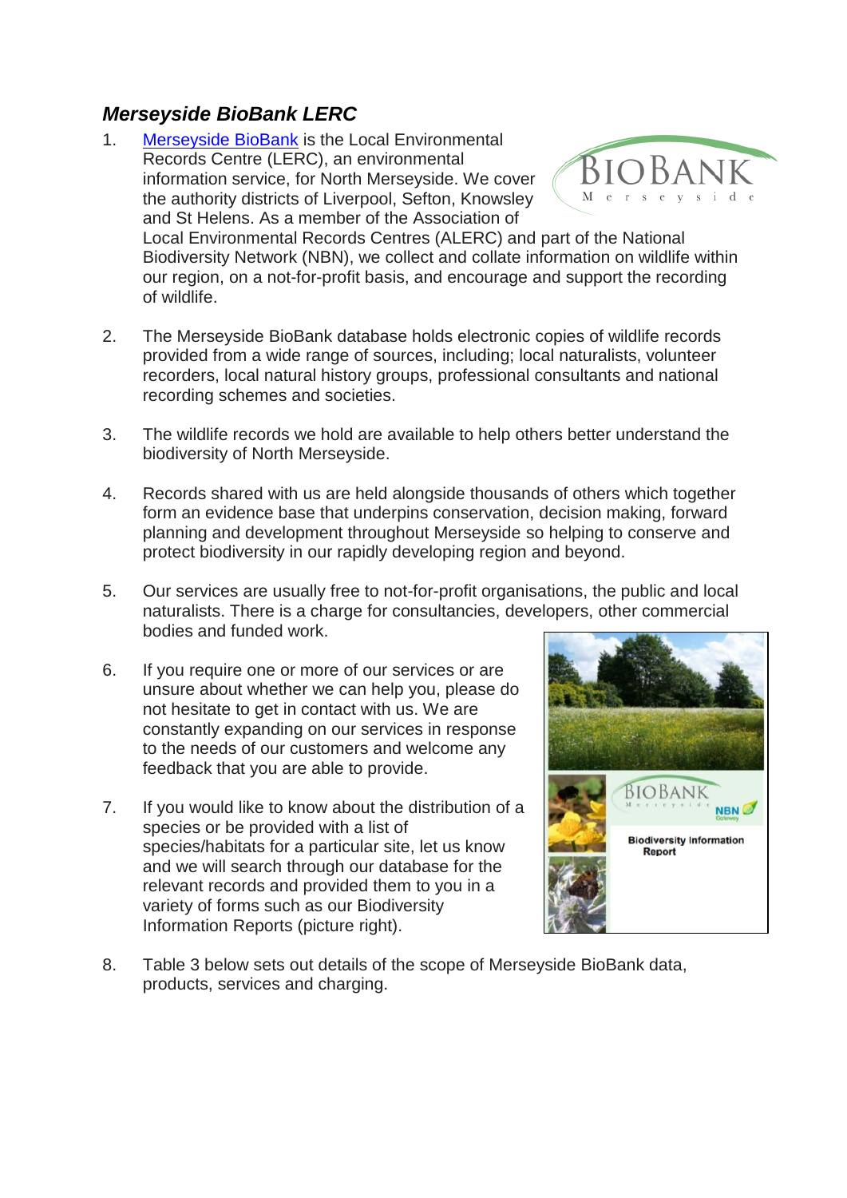## *Merseyside BioBank LERC*

1. Merseyside BioBank is the Local Environmental Records Centre (LERC), an environmental information service, for North Merseyside. We cover the authority districts of Liverpool, Sefton, Knowsley and St Helens. As a member of the Association of Local Environmental Records Centres (ALERC) and part of the National Biodiversity Network (NBN), we collect and collate information on wildlife within our region, on a not-for-profit basis, and encourage and support the recording of wildlife.

2. The Merseyside BioBank database holds electronic copies of wildlife records provided from a wide range of sources, including; local naturalists, volunteer recorders, local natural history groups, professional consultants and national recording schemes and societies.

3. The wildlife records we hold are available to help others better understand the biodiversity of North Merseyside.

4. Records shared with us are held alongside thousands of others which together form an evidence base that underpins conservation, decision making, forward planning and development throughout Merseyside so helping to conserve and protect biodiversity in our rapidly developing region and beyond.

5. Our services are usually free to not-for-profit organisations, the public and local naturalists. There is a charge for consultancies, developers, other commercial bodies and funded work.

6. If you require one or more of our services or are unsure about whether we can help you, please do not hesitate to get in contact with us. We are constantly expanding on our services in response to the needs of our customers and welcome any feedback that you are able to provide.

7. If you would like to know about the distribution of a species or be provided with a list of species/habitats for a particular site, let us know and we will search through our database for the relevant records and provided them to you in a variety of forms such as our Biodiversity Information Reports (picture right).

8. Table 3 below sets out details of the scope of Merseyside BioBank data, products, services and charging.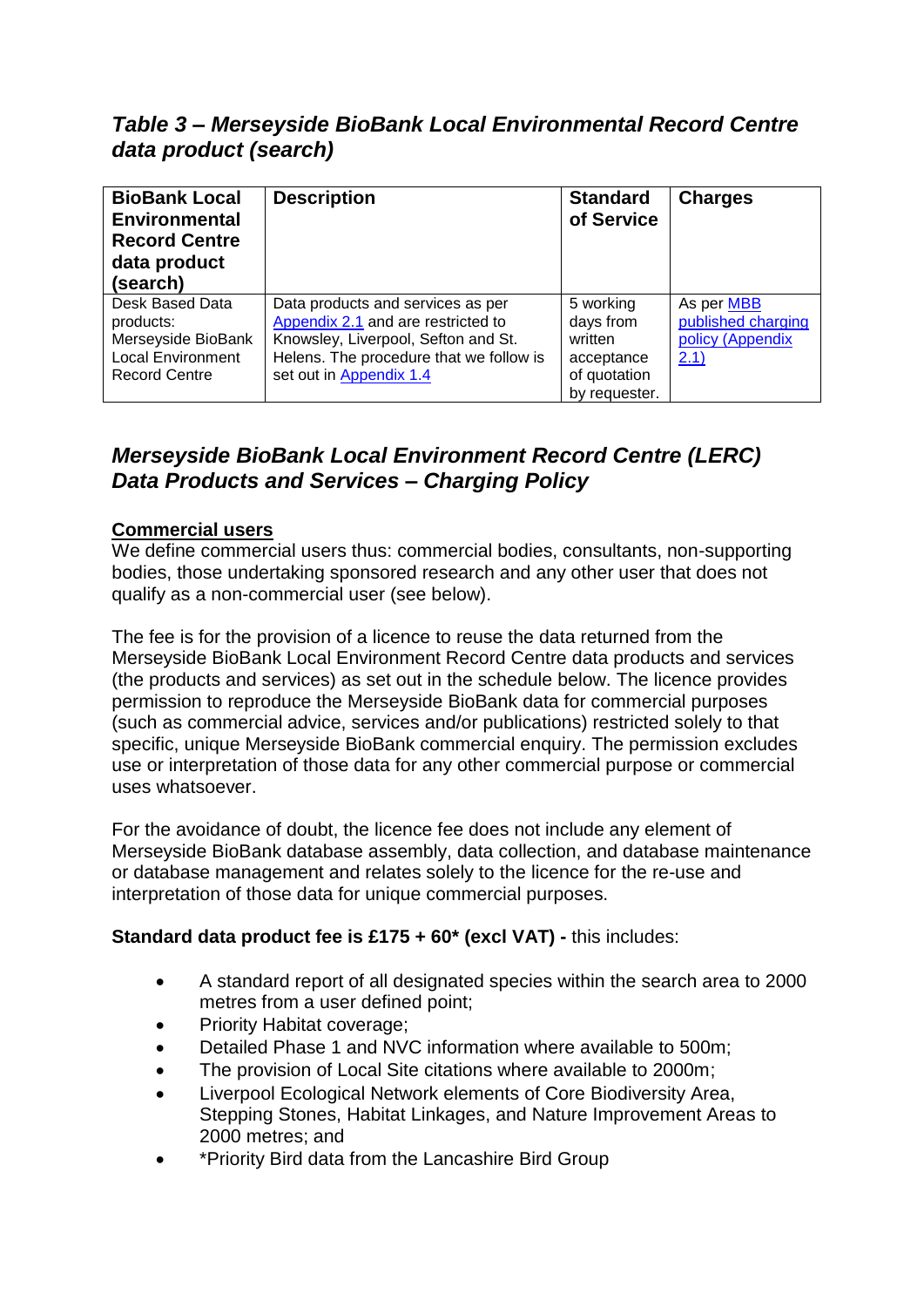## *Table 3 – Merseyside BioBank Local Environmental Record Centre data product (search)*

| BioBank Local Environmental Record Centre data product (search) | Description | Standard of Service | Charges |
|---|---|---|---|
| Desk Based Data products: Merseyside BioBank Local Environment Record Centre | Data products and services as per Appendix 2.1 and are restricted to Knowsley, Liverpool, Sefton and St. Helens. The procedure that we follow is set out in Appendix 1.4 | 5 working days from written acceptance of quotation by requester. | As per MBB published charging policy (Appendix 2.1) |

## *Merseyside BioBank Local Environment Record Centre (LERC) Data Products and Services – Charging Policy*

**Commercial users**

We define commercial users thus: commercial bodies, consultants, non-supporting bodies, those undertaking sponsored research and any other user that does not qualify as a non-commercial user (see below).

The fee is for the provision of a licence to reuse the data returned from the Merseyside BioBank Local Environment Record Centre data products and services (the products and services) as set out in the schedule below. The licence provides permission to reproduce the Merseyside BioBank data for commercial purposes (such as commercial advice, services and/or publications) restricted solely to that specific, unique Merseyside BioBank commercial enquiry. The permission excludes use or interpretation of those data for any other commercial purpose or commercial uses whatsoever.

For the avoidance of doubt, the licence fee does not include any element of Merseyside BioBank database assembly, data collection, and database maintenance or database management and relates solely to the licence for the re-use and interpretation of those data for unique commercial purposes.

**Standard data product fee is £175 + 60* (excl VAT) -** this includes:

- A standard report of all designated species within the search area to 2000 metres from a user defined point;
- Priority Habitat coverage;
- Detailed Phase 1 and NVC information where available to 500m;
- The provision of Local Site citations where available to 2000m;
- Liverpool Ecological Network elements of Core Biodiversity Area, Stepping Stones, Habitat Linkages, and Nature Improvement Areas to 2000 metres; and
- *Priority Bird data from the Lancashire Bird Group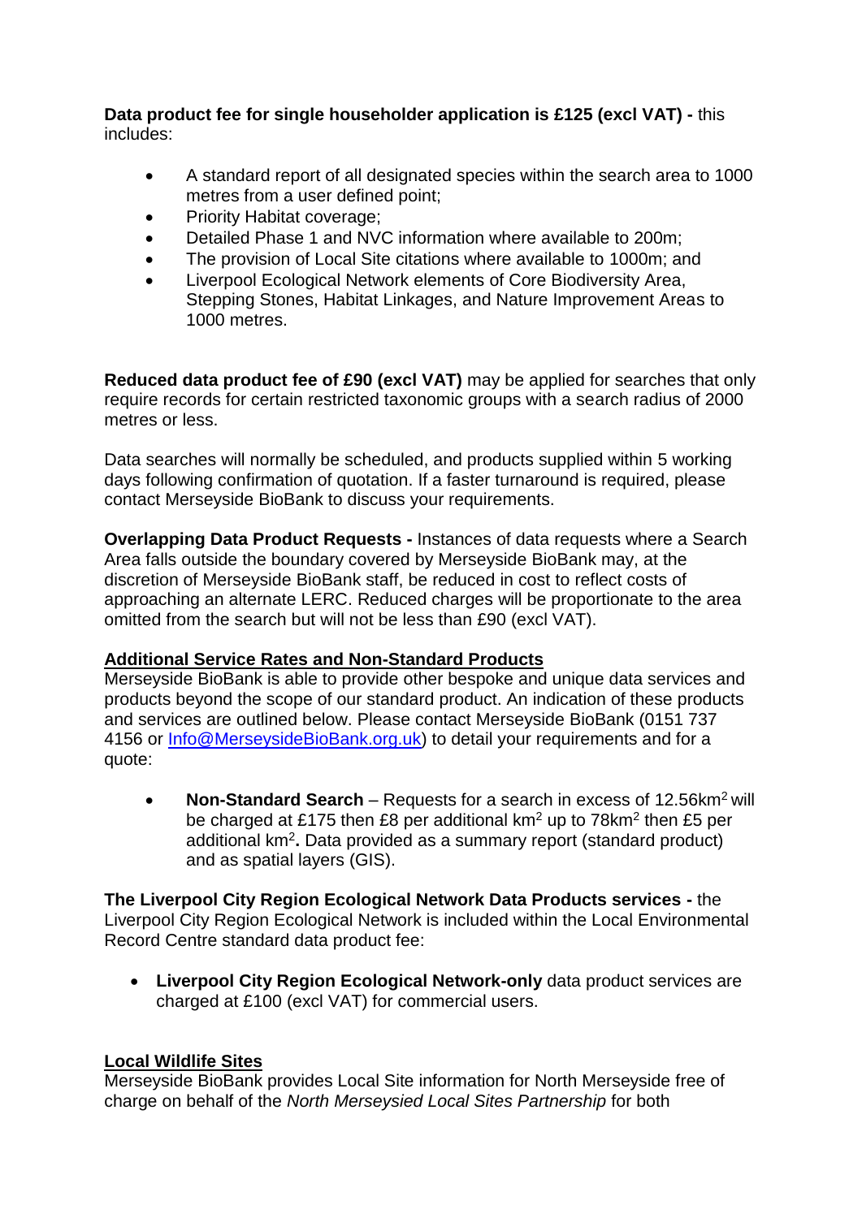**Data product fee for single householder application is £125 (excl VAT) -** this includes:

- A standard report of all designated species within the search area to 1000 metres from a user defined point;
- Priority Habitat coverage;
- Detailed Phase 1 and NVC information where available to 200m;
- The provision of Local Site citations where available to 1000m; and
- Liverpool Ecological Network elements of Core Biodiversity Area, Stepping Stones, Habitat Linkages, and Nature Improvement Areas to 1000 metres.

**Reduced data product fee of £90 (excl VAT)** may be applied for searches that only require records for certain restricted taxonomic groups with a search radius of 2000 metres or less.

Data searches will normally be scheduled, and products supplied within 5 working days following confirmation of quotation. If a faster turnaround is required, please contact Merseyside BioBank to discuss your requirements.

**Overlapping Data Product Requests -** Instances of data requests where a Search Area falls outside the boundary covered by Merseyside BioBank may, at the discretion of Merseyside BioBank staff, be reduced in cost to reflect costs of approaching an alternate LERC. Reduced charges will be proportionate to the area omitted from the search but will not be less than £90 (excl VAT).

**Additional Service Rates and Non-Standard Products**

Merseyside BioBank is able to provide other bespoke and unique data services and products beyond the scope of our standard product. An indication of these products and services are outlined below. Please contact Merseyside BioBank (0151 737 4156 or Info@MerseysideBioBank.org.uk) to detail your requirements and for a quote:

- **Non-Standard Search** – Requests for a search in excess of 12.56km$^2$ will be charged at £175 then £8 per additional km$^2$ up to 78km$^2$ then £5 per additional km$^2$**.** Data provided as a summary report (standard product) and as spatial layers (GIS).

**The Liverpool City Region Ecological Network Data Products services -** the Liverpool City Region Ecological Network is included within the Local Environmental Record Centre standard data product fee:

- **Liverpool City Region Ecological Network-only** data product services are charged at £100 (excl VAT) for commercial users.

**Local Wildlife Sites**

Merseyside BioBank provides Local Site information for North Merseyside free of charge on behalf of the *North Merseysied Local Sites Partnership* for both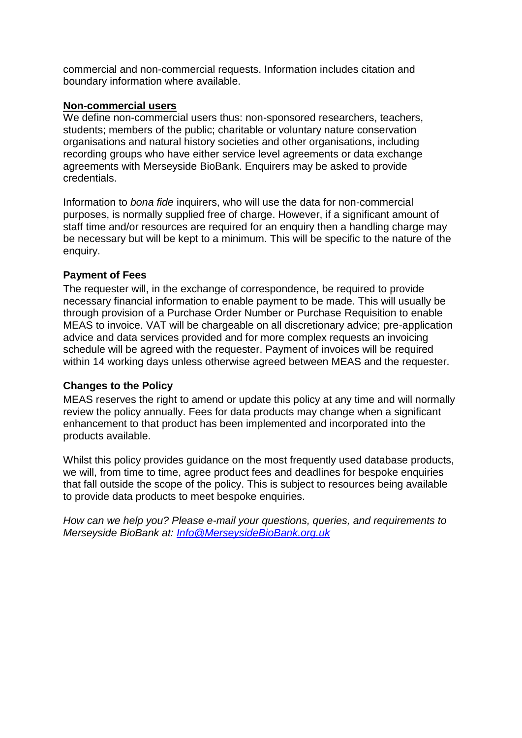commercial and non-commercial requests. Information includes citation and boundary information where available.

**Non-commercial users**

We define non-commercial users thus: non-sponsored researchers, teachers, students; members of the public; charitable or voluntary nature conservation organisations and natural history societies and other organisations, including recording groups who have either service level agreements or data exchange agreements with Merseyside BioBank. Enquirers may be asked to provide credentials.

Information to *bona fide* inquirers, who will use the data for non-commercial purposes, is normally supplied free of charge. However, if a significant amount of staff time and/or resources are required for an enquiry then a handling charge may be necessary but will be kept to a minimum. This will be specific to the nature of the enquiry.

### Payment of Fees

The requester will, in the exchange of correspondence, be required to provide necessary financial information to enable payment to be made. This will usually be through provision of a Purchase Order Number or Purchase Requisition to enable MEAS to invoice. VAT will be chargeable on all discretionary advice; pre-application advice and data services provided and for more complex requests an invoicing schedule will be agreed with the requester. Payment of invoices will be required within 14 working days unless otherwise agreed between MEAS and the requester.

### Changes to the Policy

MEAS reserves the right to amend or update this policy at any time and will normally review the policy annually. Fees for data products may change when a significant enhancement to that product has been implemented and incorporated into the products available.

Whilst this policy provides guidance on the most frequently used database products, we will, from time to time, agree product fees and deadlines for bespoke enquiries that fall outside the scope of the policy. This is subject to resources being available to provide data products to meet bespoke enquiries.

*How can we help you? Please e-mail your questions, queries, and requirements to Merseyside BioBank at: [Info@MerseysideBioBank.org.uk](mailto:Info@MerseysideBioBank.org.uk)*